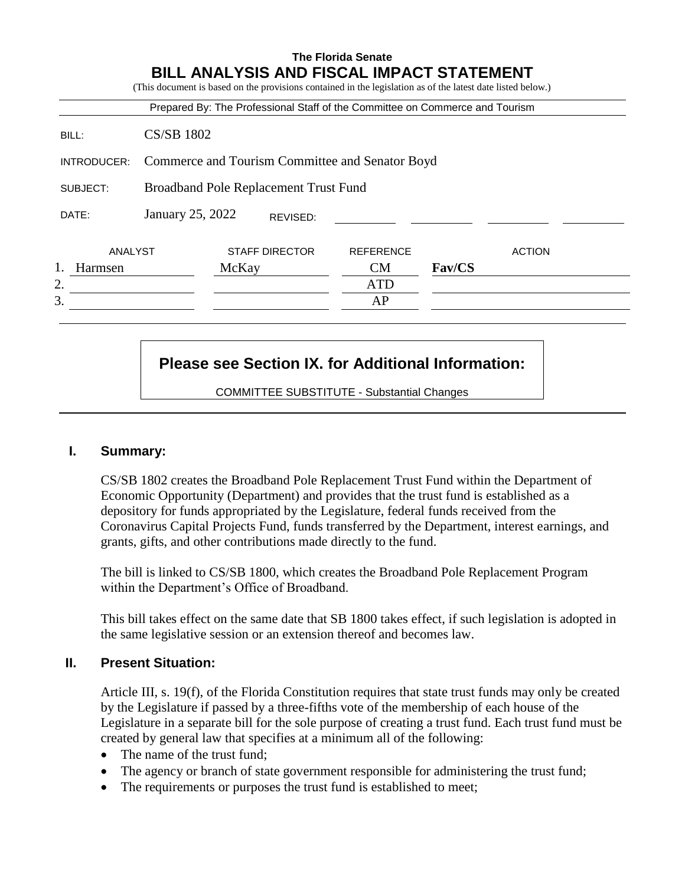**The Florida Senate**

# BILL ANALYSIS AND FISCAL IMPACT STATEMENT

(This document is based on the provisions contained in the legislation as of the latest date listed below.)

Prepared By: The Professional Staff of the Committee on Commerce and Tourism

| | |
|---|---|
| BILL: | CS/SB 1802 |
| INTRODUCER: | Commerce and Tourism Committee and Senator Boyd |
| SUBJECT: | Broadband Pole Replacement Trust Fund |
| DATE: | January 25, 2022 REVISED: |

| | ANALYST | STAFF DIRECTOR | REFERENCE | ACTION |
|---|---|---|---|---|
| 1. | Harmsen | McKay | CM | **Fav/CS** |
| 2. | | | ATD | |
| 3. | | | AP | |

**Please see Section IX. for Additional Information:**

COMMITTEE SUBSTITUTE - Substantial Changes

## I. Summary:

CS/SB 1802 creates the Broadband Pole Replacement Trust Fund within the Department of Economic Opportunity (Department) and provides that the trust fund is established as a depository for funds appropriated by the Legislature, federal funds received from the Coronavirus Capital Projects Fund, funds transferred by the Department, interest earnings, and grants, gifts, and other contributions made directly to the fund.

The bill is linked to CS/SB 1800, which creates the Broadband Pole Replacement Program within the Department's Office of Broadband.

This bill takes effect on the same date that SB 1800 takes effect, if such legislation is adopted in the same legislative session or an extension thereof and becomes law.

## II. Present Situation:

Article III, s. 19(f), of the Florida Constitution requires that state trust funds may only be created by the Legislature if passed by a three-fifths vote of the membership of each house of the Legislature in a separate bill for the sole purpose of creating a trust fund. Each trust fund must be created by general law that specifies at a minimum all of the following:

- The name of the trust fund;
- The agency or branch of state government responsible for administering the trust fund;
- The requirements or purposes the trust fund is established to meet;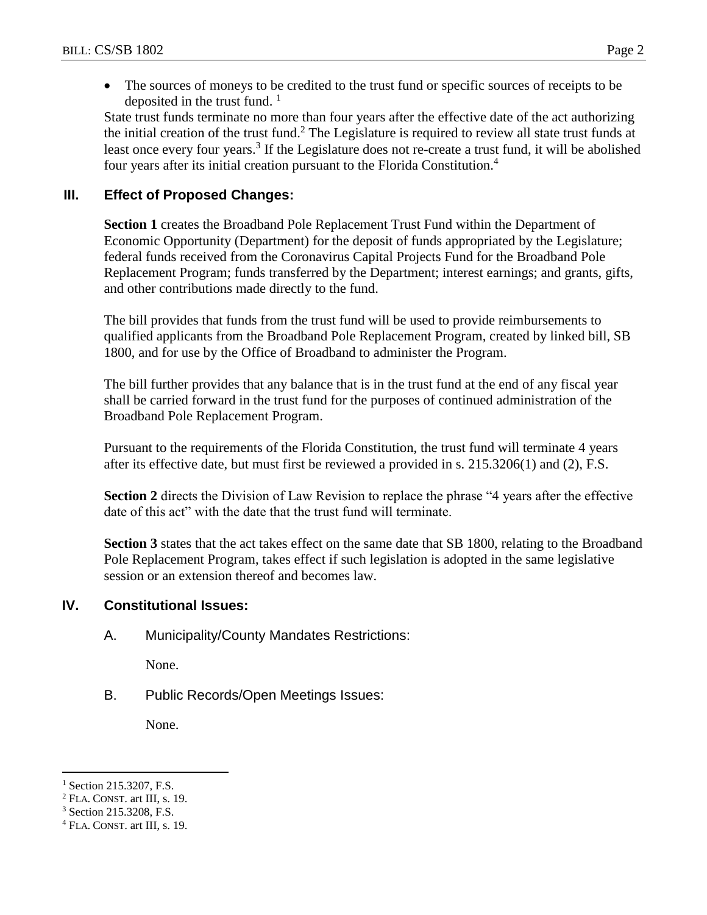- The sources of moneys to be credited to the trust fund or specific sources of receipts to be deposited in the trust fund. [1]

State trust funds terminate no more than four years after the effective date of the act authorizing the initial creation of the trust fund.[2] The Legislature is required to review all state trust funds at least once every four years.[3] If the Legislature does not re-create a trust fund, it will be abolished four years after its initial creation pursuant to the Florida Constitution.[4]

## III. Effect of Proposed Changes:

**Section 1** creates the Broadband Pole Replacement Trust Fund within the Department of Economic Opportunity (Department) for the deposit of funds appropriated by the Legislature; federal funds received from the Coronavirus Capital Projects Fund for the Broadband Pole Replacement Program; funds transferred by the Department; interest earnings; and grants, gifts, and other contributions made directly to the fund.

The bill provides that funds from the trust fund will be used to provide reimbursements to qualified applicants from the Broadband Pole Replacement Program, created by linked bill, SB 1800, and for use by the Office of Broadband to administer the Program.

The bill further provides that any balance that is in the trust fund at the end of any fiscal year shall be carried forward in the trust fund for the purposes of continued administration of the Broadband Pole Replacement Program.

Pursuant to the requirements of the Florida Constitution, the trust fund will terminate 4 years after its effective date, but must first be reviewed a provided in s. 215.3206(1) and (2), F.S.

**Section 2** directs the Division of Law Revision to replace the phrase "4 years after the effective date of this act" with the date that the trust fund will terminate.

**Section 3** states that the act takes effect on the same date that SB 1800, relating to the Broadband Pole Replacement Program, takes effect if such legislation is adopted in the same legislative session or an extension thereof and becomes law.

## IV. Constitutional Issues:

A. Municipality/County Mandates Restrictions:

None.

B. Public Records/Open Meetings Issues:

None.

---

[1] Section 215.3207, F.S.
[2] FLA. CONST. art III, s. 19.
[3] Section 215.3208, F.S.
[4] FLA. CONST. art III, s. 19.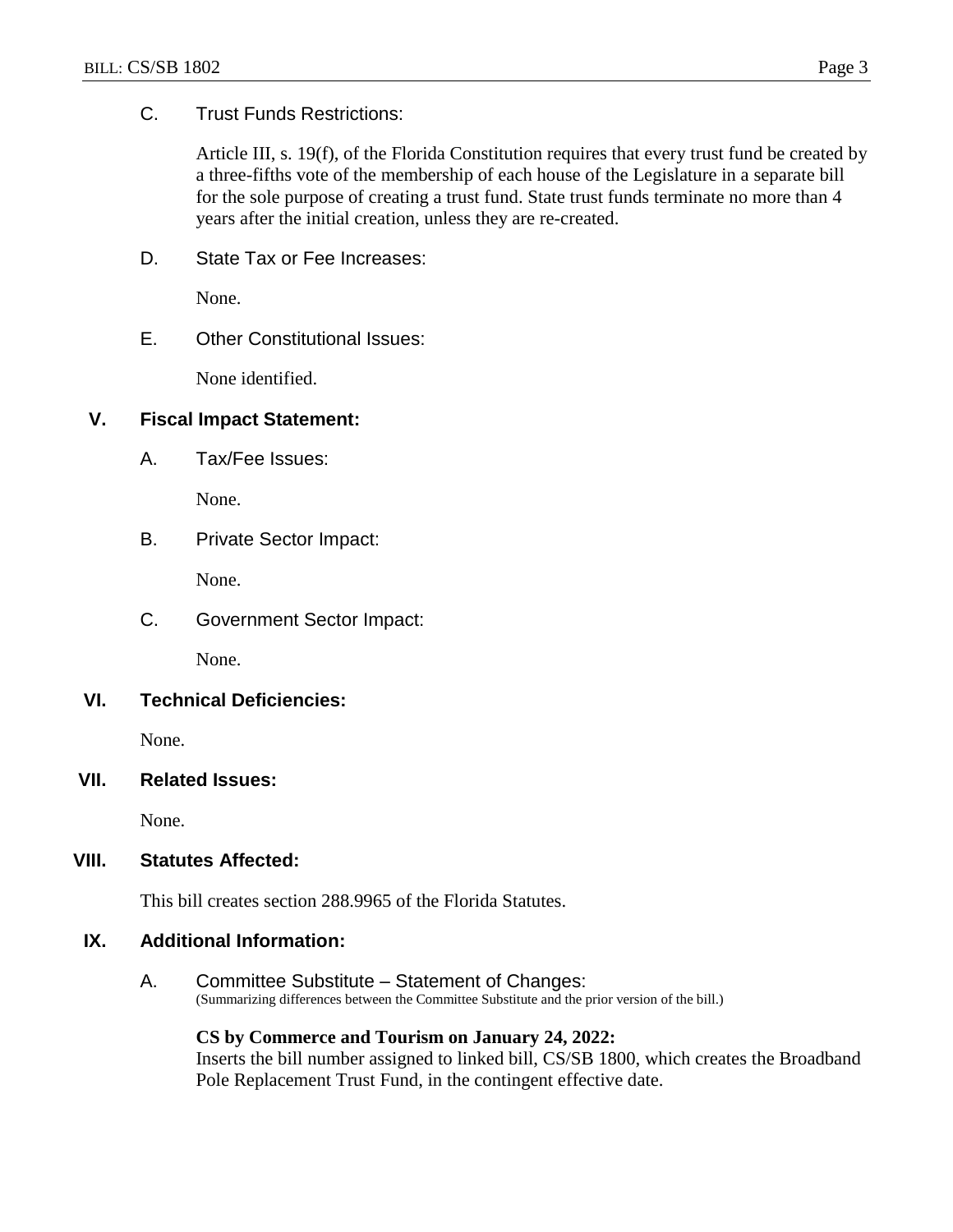### C. Trust Funds Restrictions:

Article III, s. 19(f), of the Florida Constitution requires that every trust fund be created by a three-fifths vote of the membership of each house of the Legislature in a separate bill for the sole purpose of creating a trust fund. State trust funds terminate no more than 4 years after the initial creation, unless they are re-created.

### D. State Tax or Fee Increases:

None.

### E. Other Constitutional Issues:

None identified.

## V. Fiscal Impact Statement:

### A. Tax/Fee Issues:

None.

### B. Private Sector Impact:

None.

### C. Government Sector Impact:

None.

## VI. Technical Deficiencies:

None.

## VII. Related Issues:

None.

## VIII. Statutes Affected:

This bill creates section 288.9965 of the Florida Statutes.

## IX. Additional Information:

### A. Committee Substitute – Statement of Changes:

(Summarizing differences between the Committee Substitute and the prior version of the bill.)

**CS by Commerce and Tourism on January 24, 2022:**
Inserts the bill number assigned to linked bill, CS/SB 1800, which creates the Broadband Pole Replacement Trust Fund, in the contingent effective date.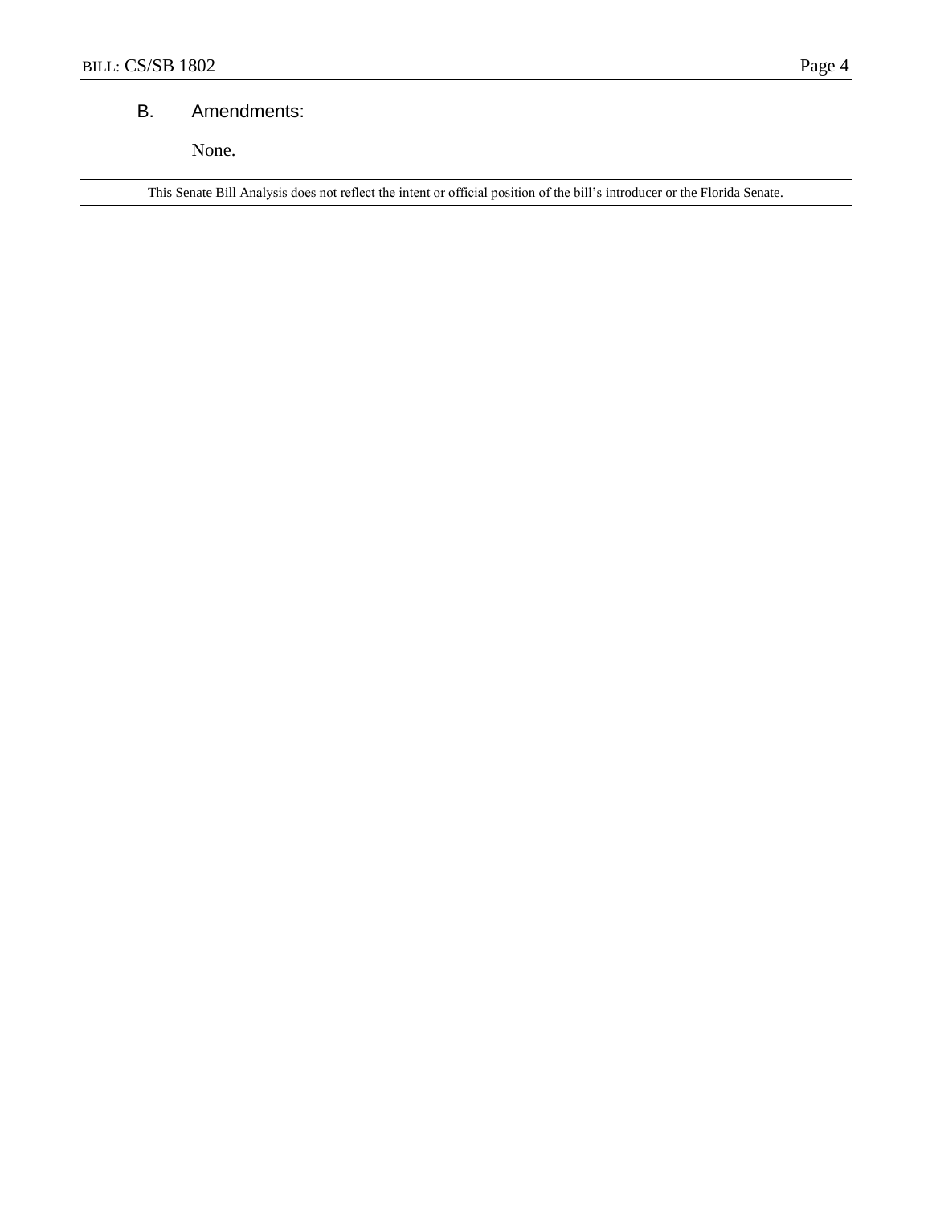### B. Amendments:

None.

---

This Senate Bill Analysis does not reflect the intent or official position of the bill's introducer or the Florida Senate.

---